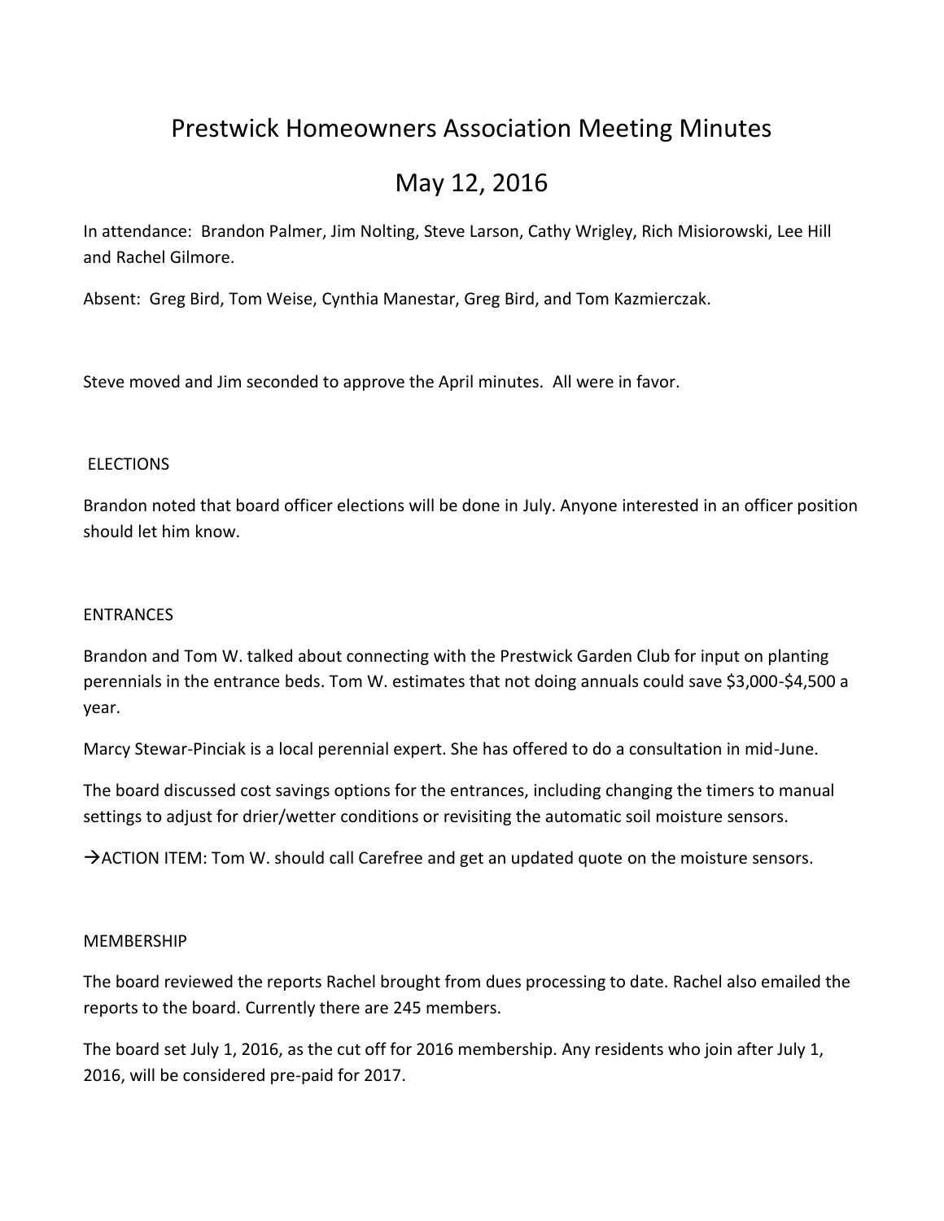# Prestwick Homeowners Association Meeting Minutes

# May 12, 2016

In attendance: Brandon Palmer, Jim Nolting, Steve Larson, Cathy Wrigley, Rich Misiorowski, Lee Hill and Rachel Gilmore.

Absent: Greg Bird, Tom Weise, Cynthia Manestar, Greg Bird, and Tom Kazmierczak.

Steve moved and Jim seconded to approve the April minutes. All were in favor.

ELECTIONS

Brandon noted that board officer elections will be done in July. Anyone interested in an officer position should let him know.

ENTRANCES

Brandon and Tom W. talked about connecting with the Prestwick Garden Club for input on planting perennials in the entrance beds. Tom W. estimates that not doing annuals could save $3,000-$4,500 a year.

Marcy Stewar-Pinciak is a local perennial expert. She has offered to do a consultation in mid-June.

The board discussed cost savings options for the entrances, including changing the timers to manual settings to adjust for drier/wetter conditions or revisiting the automatic soil moisture sensors.

→ACTION ITEM: Tom W. should call Carefree and get an updated quote on the moisture sensors.

MEMBERSHIP

The board reviewed the reports Rachel brought from dues processing to date. Rachel also emailed the reports to the board. Currently there are 245 members.

The board set July 1, 2016, as the cut off for 2016 membership. Any residents who join after July 1, 2016, will be considered pre-paid for 2017.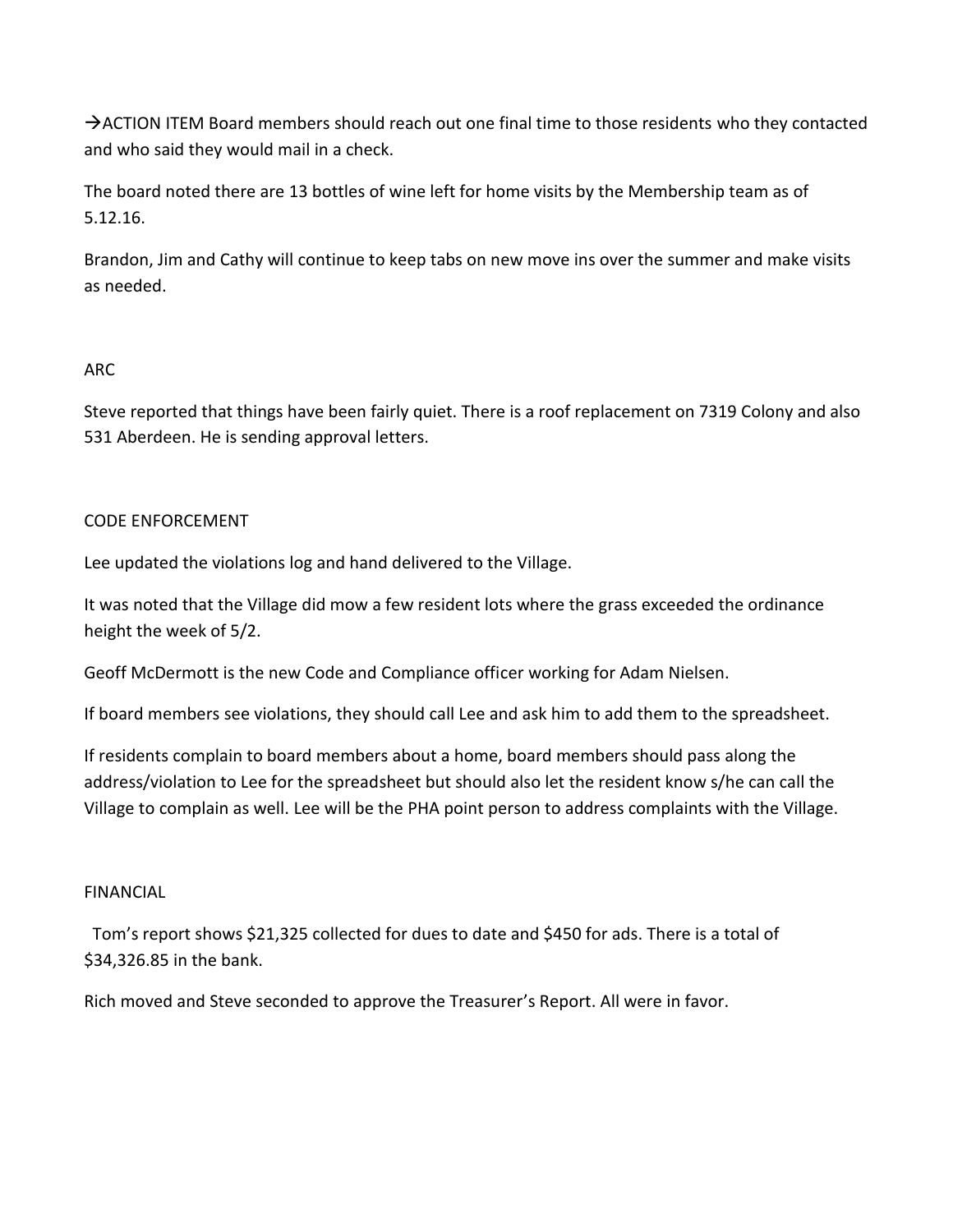→ACTION ITEM Board members should reach out one final time to those residents who they contacted and who said they would mail in a check.

The board noted there are 13 bottles of wine left for home visits by the Membership team as of 5.12.16.

Brandon, Jim and Cathy will continue to keep tabs on new move ins over the summer and make visits as needed.

## ARC

Steve reported that things have been fairly quiet. There is a roof replacement on 7319 Colony and also 531 Aberdeen. He is sending approval letters.

## CODE ENFORCEMENT

Lee updated the violations log and hand delivered to the Village.

It was noted that the Village did mow a few resident lots where the grass exceeded the ordinance height the week of 5/2.

Geoff McDermott is the new Code and Compliance officer working for Adam Nielsen.

If board members see violations, they should call Lee and ask him to add them to the spreadsheet.

If residents complain to board members about a home, board members should pass along the address/violation to Lee for the spreadsheet but should also let the resident know s/he can call the Village to complain as well. Lee will be the PHA point person to address complaints with the Village.

## FINANCIAL

Tom's report shows $21,325 collected for dues to date and $450 for ads. There is a total of $34,326.85 in the bank.

Rich moved and Steve seconded to approve the Treasurer's Report. All were in favor.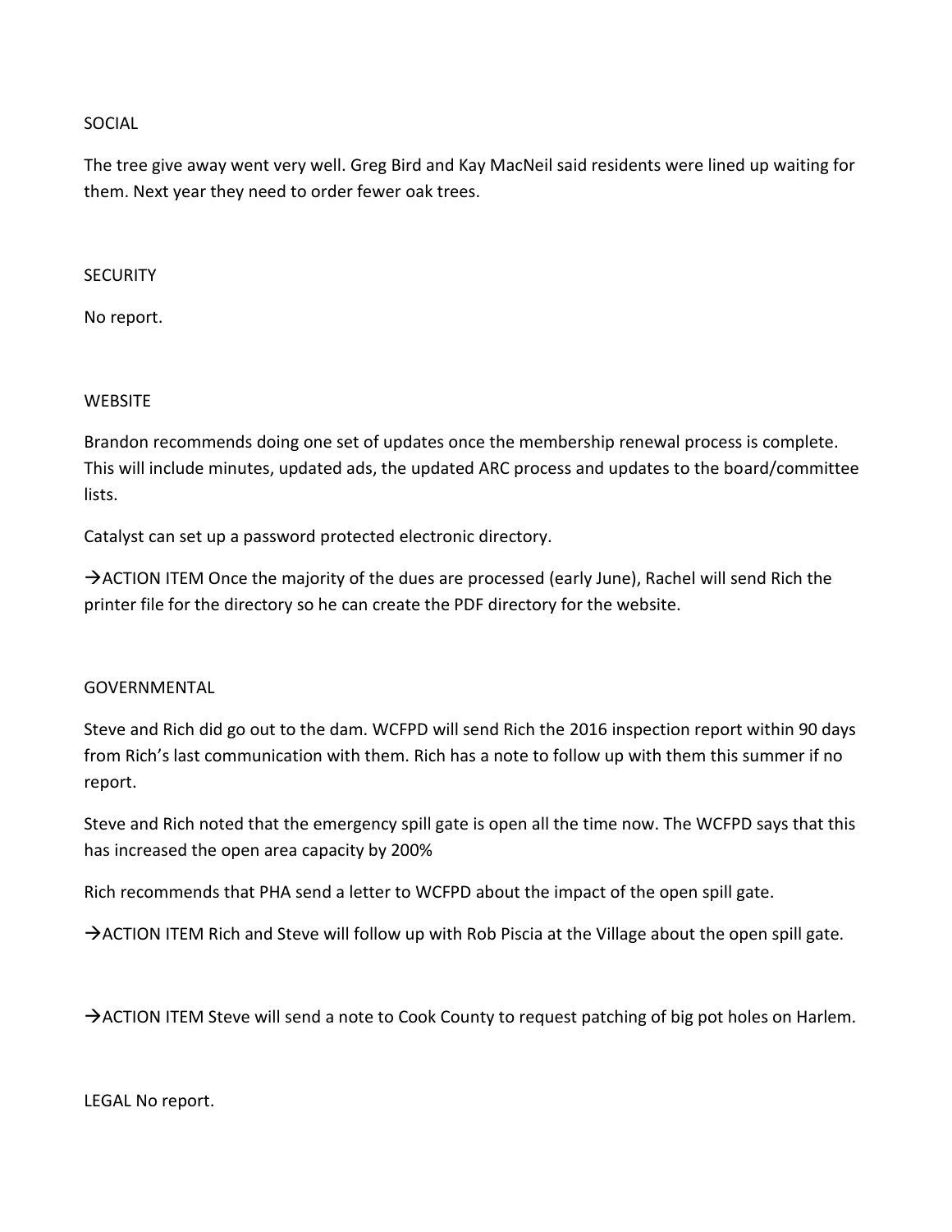SOCIAL

The tree give away went very well. Greg Bird and Kay MacNeil said residents were lined up waiting for them. Next year they need to order fewer oak trees.

SECURITY

No report.

WEBSITE

Brandon recommends doing one set of updates once the membership renewal process is complete. This will include minutes, updated ads, the updated ARC process and updates to the board/committee lists.

Catalyst can set up a password protected electronic directory.

→ACTION ITEM Once the majority of the dues are processed (early June), Rachel will send Rich the printer file for the directory so he can create the PDF directory for the website.

GOVERNMENTAL

Steve and Rich did go out to the dam. WCFPD will send Rich the 2016 inspection report within 90 days from Rich's last communication with them. Rich has a note to follow up with them this summer if no report.

Steve and Rich noted that the emergency spill gate is open all the time now. The WCFPD says that this has increased the open area capacity by 200%

Rich recommends that PHA send a letter to WCFPD about the impact of the open spill gate.

→ACTION ITEM Rich and Steve will follow up with Rob Piscia at the Village about the open spill gate.

→ACTION ITEM Steve will send a note to Cook County to request patching of big pot holes on Harlem.

LEGAL No report.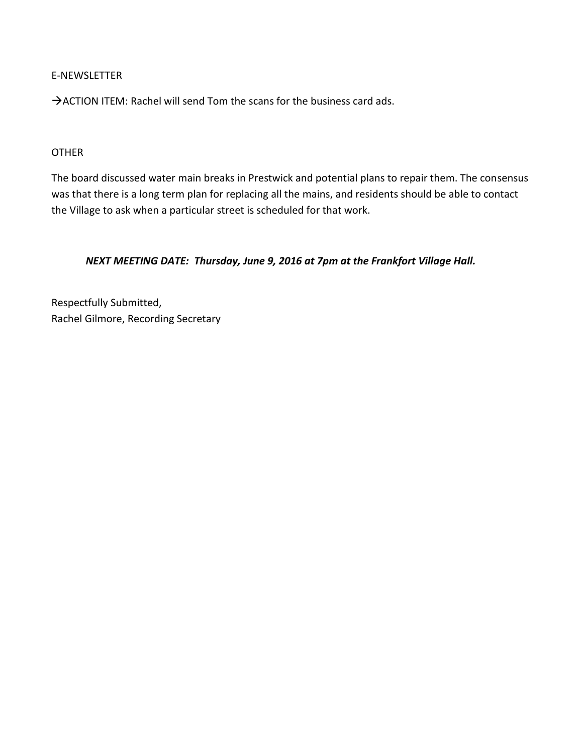E-NEWSLETTER

→ACTION ITEM: Rachel will send Tom the scans for the business card ads.

OTHER

The board discussed water main breaks in Prestwick and potential plans to repair them. The consensus was that there is a long term plan for replacing all the mains, and residents should be able to contact the Village to ask when a particular street is scheduled for that work.

***NEXT MEETING DATE: Thursday, June 9, 2016 at 7pm at the Frankfort Village Hall.***

Respectfully Submitted,  
Rachel Gilmore, Recording Secretary